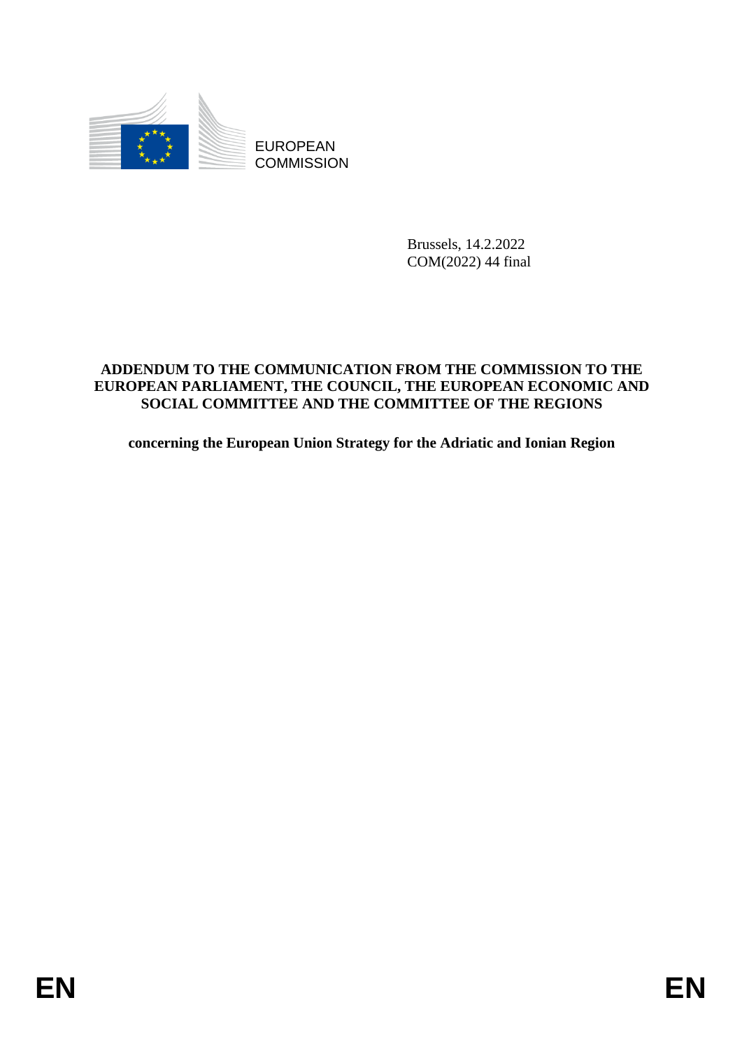EUROPEAN COMMISSION

Brussels, 14.2.2022
COM(2022) 44 final

**ADDENDUM TO THE COMMUNICATION FROM THE COMMISSION TO THE EUROPEAN PARLIAMENT, THE COUNCIL, THE EUROPEAN ECONOMIC AND SOCIAL COMMITTEE AND THE COMMITTEE OF THE REGIONS**

**concerning the European Union Strategy for the Adriatic and Ionian Region**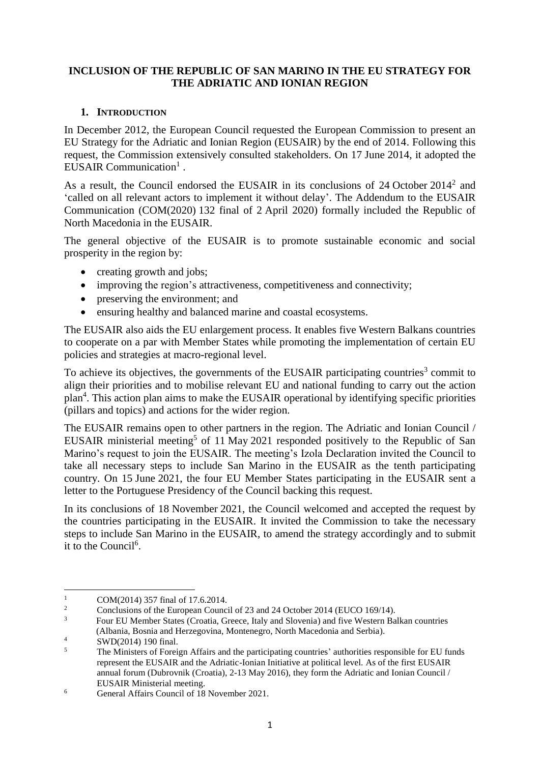## INCLUSION OF THE REPUBLIC OF SAN MARINO IN THE EU STRATEGY FOR THE ADRIATIC AND IONIAN REGION

### 1. INTRODUCTION

In December 2012, the European Council requested the European Commission to present an EU Strategy for the Adriatic and Ionian Region (EUSAIR) by the end of 2014. Following this request, the Commission extensively consulted stakeholders. On 17 June 2014, it adopted the EUSAIR Communication[1] .

As a result, the Council endorsed the EUSAIR in its conclusions of 24 October 2014[2] and 'called on all relevant actors to implement it without delay'. The Addendum to the EUSAIR Communication (COM(2020) 132 final of 2 April 2020) formally included the Republic of North Macedonia in the EUSAIR.

The general objective of the EUSAIR is to promote sustainable economic and social prosperity in the region by:

- creating growth and jobs;
- improving the region's attractiveness, competitiveness and connectivity;
- preserving the environment; and
- ensuring healthy and balanced marine and coastal ecosystems.

The EUSAIR also aids the EU enlargement process. It enables five Western Balkans countries to cooperate on a par with Member States while promoting the implementation of certain EU policies and strategies at macro-regional level.

To achieve its objectives, the governments of the EUSAIR participating countries[3] commit to align their priorities and to mobilise relevant EU and national funding to carry out the action plan[4]. This action plan aims to make the EUSAIR operational by identifying specific priorities (pillars and topics) and actions for the wider region.

The EUSAIR remains open to other partners in the region. The Adriatic and Ionian Council / EUSAIR ministerial meeting[5] of 11 May 2021 responded positively to the Republic of San Marino's request to join the EUSAIR. The meeting's Izola Declaration invited the Council to take all necessary steps to include San Marino in the EUSAIR as the tenth participating country. On 15 June 2021, the four EU Member States participating in the EUSAIR sent a letter to the Portuguese Presidency of the Council backing this request.

In its conclusions of 18 November 2021, the Council welcomed and accepted the request by the countries participating in the EUSAIR. It invited the Commission to take the necessary steps to include San Marino in the EUSAIR, to amend the strategy accordingly and to submit it to the Council[6].

---

[1] COM(2014) 357 final of 17.6.2014.

[2] Conclusions of the European Council of 23 and 24 October 2014 (EUCO 169/14).

[3] Four EU Member States (Croatia, Greece, Italy and Slovenia) and five Western Balkan countries (Albania, Bosnia and Herzegovina, Montenegro, North Macedonia and Serbia).

[4] SWD(2014) 190 final.

[5] The Ministers of Foreign Affairs and the participating countries' authorities responsible for EU funds represent the EUSAIR and the Adriatic-Ionian Initiative at political level. As of the first EUSAIR annual forum (Dubrovnik (Croatia), 2-13 May 2016), they form the Adriatic and Ionian Council / EUSAIR Ministerial meeting.

[6] General Affairs Council of 18 November 2021.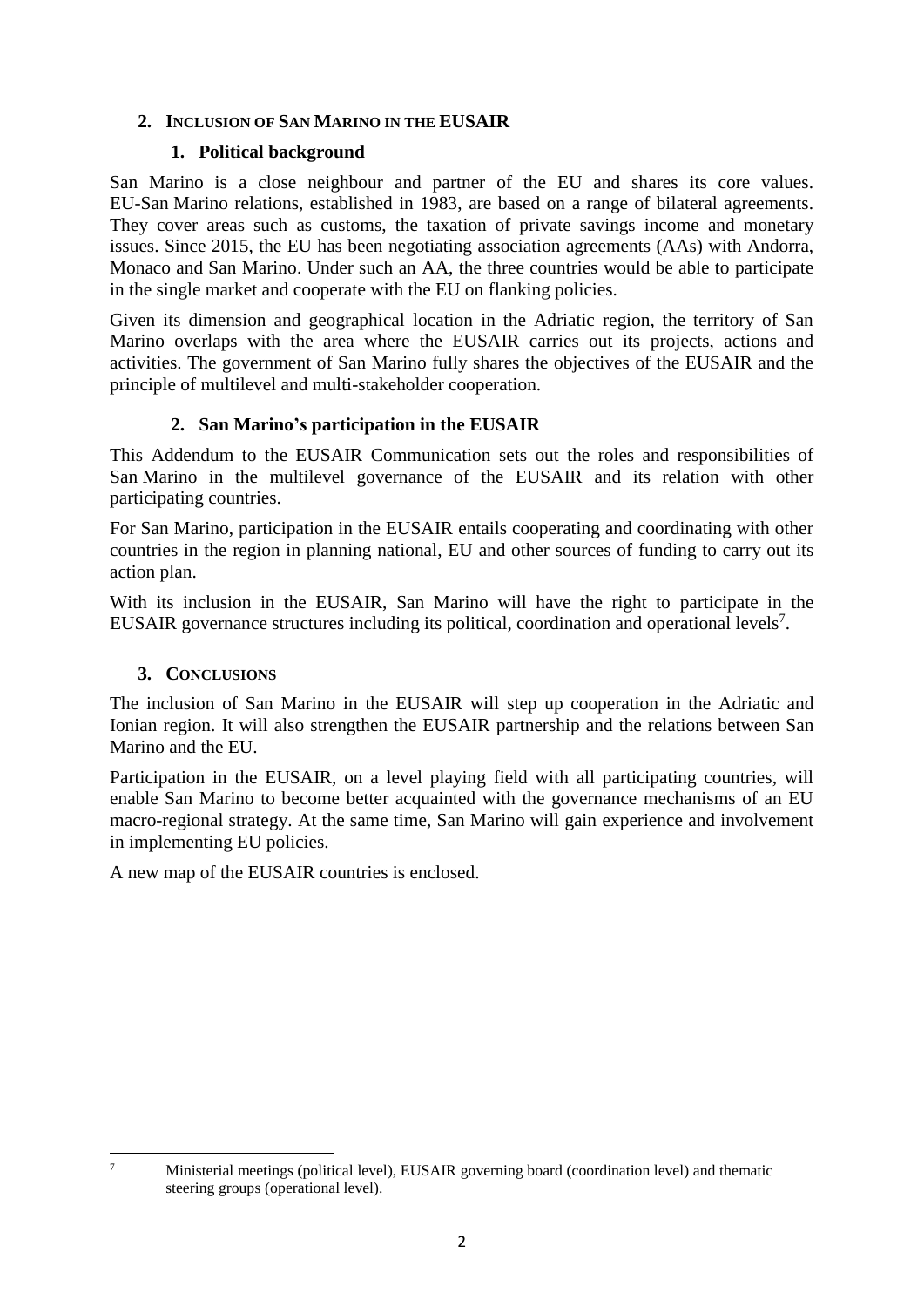## 2. Inclusion of San Marino in the EUSAIR

### 1. Political background

San Marino is a close neighbour and partner of the EU and shares its core values. EU-San Marino relations, established in 1983, are based on a range of bilateral agreements. They cover areas such as customs, the taxation of private savings income and monetary issues. Since 2015, the EU has been negotiating association agreements (AAs) with Andorra, Monaco and San Marino. Under such an AA, the three countries would be able to participate in the single market and cooperate with the EU on flanking policies.

Given its dimension and geographical location in the Adriatic region, the territory of San Marino overlaps with the area where the EUSAIR carries out its projects, actions and activities. The government of San Marino fully shares the objectives of the EUSAIR and the principle of multilevel and multi-stakeholder cooperation.

### 2. San Marino's participation in the EUSAIR

This Addendum to the EUSAIR Communication sets out the roles and responsibilities of San Marino in the multilevel governance of the EUSAIR and its relation with other participating countries.

For San Marino, participation in the EUSAIR entails cooperating and coordinating with other countries in the region in planning national, EU and other sources of funding to carry out its action plan.

With its inclusion in the EUSAIR, San Marino will have the right to participate in the EUSAIR governance structures including its political, coordination and operational levels[7].

## 3. Conclusions

The inclusion of San Marino in the EUSAIR will step up cooperation in the Adriatic and Ionian region. It will also strengthen the EUSAIR partnership and the relations between San Marino and the EU.

Participation in the EUSAIR, on a level playing field with all participating countries, will enable San Marino to become better acquainted with the governance mechanisms of an EU macro-regional strategy. At the same time, San Marino will gain experience and involvement in implementing EU policies.

A new map of the EUSAIR countries is enclosed.

[7] Ministerial meetings (political level), EUSAIR governing board (coordination level) and thematic steering groups (operational level).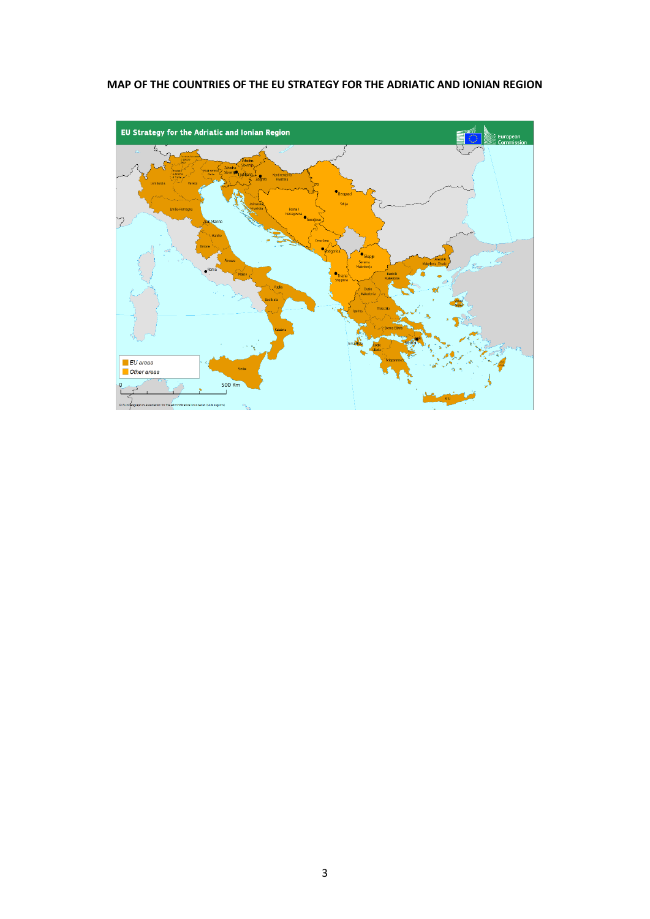**MAP OF THE COUNTRIES OF THE EU STRATEGY FOR THE ADRIATIC AND IONIAN REGION**

EU Strategy for the Adriatic and Ionian Region

European Commission

EU areas

Other areas

0

500 Km